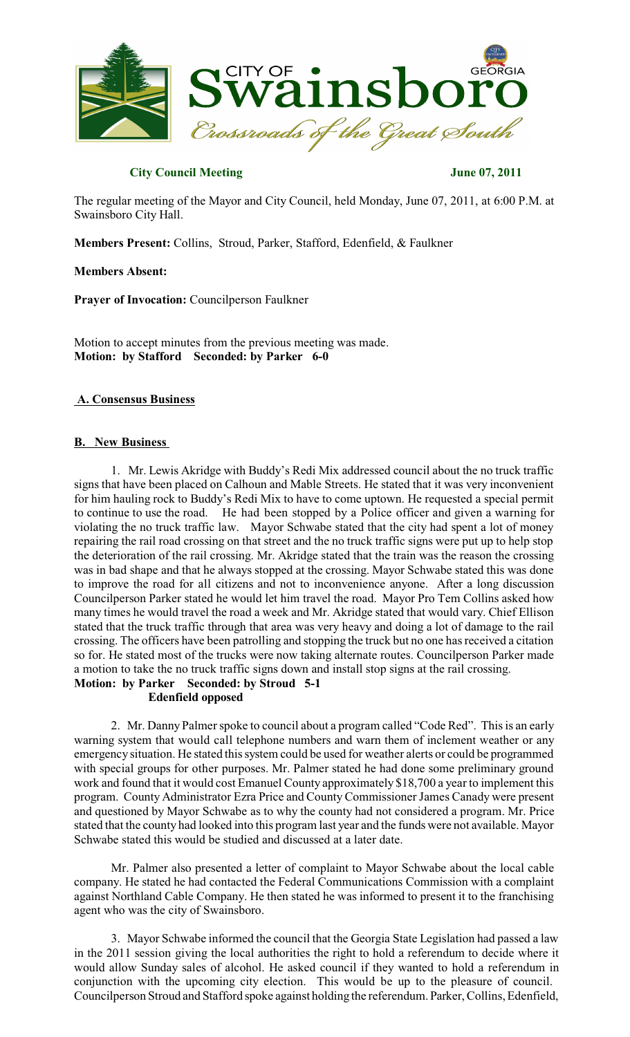**City Council Meeting June 07, 2011**

The regular meeting of the Mayor and City Council, held Monday, June 07, 2011, at 6:00 P.M. at Swainsboro City Hall.

**Members Present:** Collins, Stroud, Parker, Stafford, Edenfield, & Faulkner

**Members Absent:**

**Prayer of Invocation:** Councilperson Faulkner

Motion to accept minutes from the previous meeting was made.
**Motion: by Stafford Seconded: by Parker 6-0**

**A. Consensus Business**

**B. New Business**

1. Mr. Lewis Akridge with Buddy's Redi Mix addressed council about the no truck traffic signs that have been placed on Calhoun and Mable Streets. He stated that it was very inconvenient for him hauling rock to Buddy's Redi Mix to have to come uptown. He requested a special permit to continue to use the road. He had been stopped by a Police officer and given a warning for violating the no truck traffic law. Mayor Schwabe stated that the city had spent a lot of money repairing the rail road crossing on that street and the no truck traffic signs were put up to help stop the deterioration of the rail crossing. Mr. Akridge stated that the train was the reason the crossing was in bad shape and that he always stopped at the crossing. Mayor Schwabe stated this was done to improve the road for all citizens and not to inconvenience anyone. After a long discussion Councilperson Parker stated he would let him travel the road. Mayor Pro Tem Collins asked how many times he would travel the road a week and Mr. Akridge stated that would vary. Chief Ellison stated that the truck traffic through that area was very heavy and doing a lot of damage to the rail crossing. The officers have been patrolling and stopping the truck but no one has received a citation so for. He stated most of the trucks were now taking alternate routes. Councilperson Parker made a motion to take the no truck traffic signs down and install stop signs at the rail crossing.
**Motion: by Parker Seconded: by Stroud 5-1**
**Edenfield opposed**

2. Mr. Danny Palmer spoke to council about a program called "Code Red". This is an early warning system that would call telephone numbers and warn them of inclement weather or any emergency situation. He stated this system could be used for weather alerts or could be programmed with special groups for other purposes. Mr. Palmer stated he had done some preliminary ground work and found that it would cost Emanuel County approximately $18,700 a year to implement this program. County Administrator Ezra Price and County Commissioner James Canady were present and questioned by Mayor Schwabe as to why the county had not considered a program. Mr. Price stated that the county had looked into this program last year and the funds were not available. Mayor Schwabe stated this would be studied and discussed at a later date.

Mr. Palmer also presented a letter of complaint to Mayor Schwabe about the local cable company. He stated he had contacted the Federal Communications Commission with a complaint against Northland Cable Company. He then stated he was informed to present it to the franchising agent who was the city of Swainsboro.

3. Mayor Schwabe informed the council that the Georgia State Legislation had passed a law in the 2011 session giving the local authorities the right to hold a referendum to decide where it would allow Sunday sales of alcohol. He asked council if they wanted to hold a referendum in conjunction with the upcoming city election. This would be up to the pleasure of council. Councilperson Stroud and Stafford spoke against holding the referendum. Parker, Collins, Edenfield,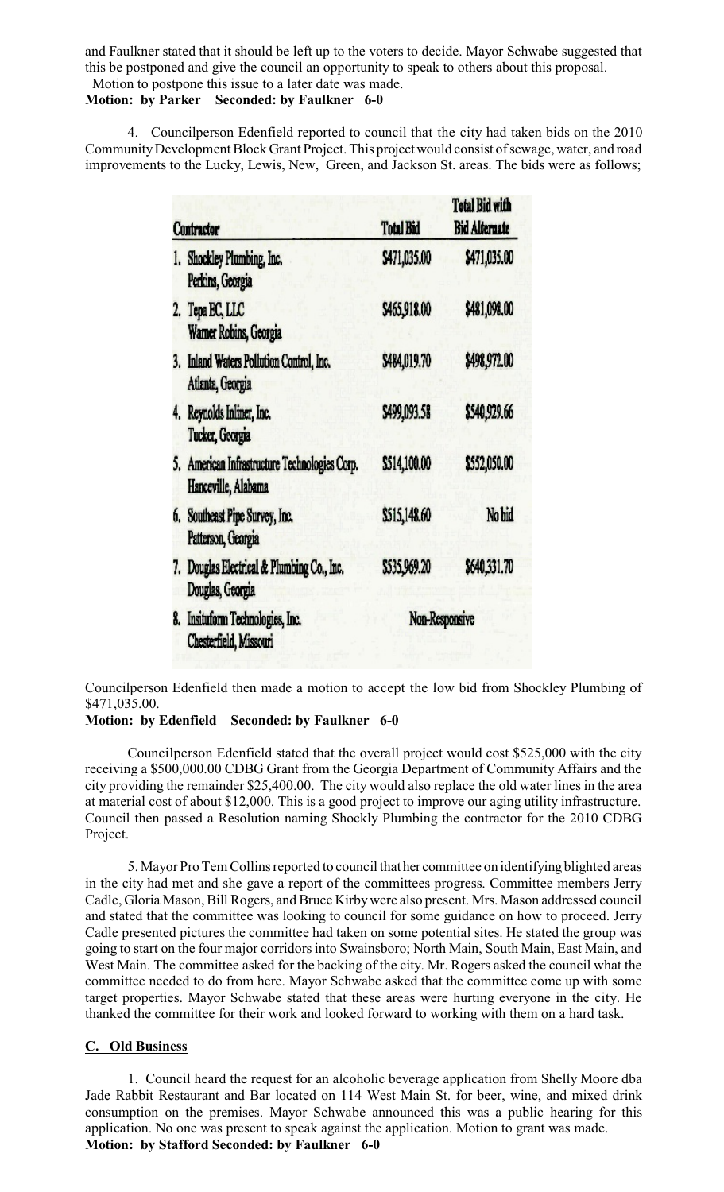and Faulkner stated that it should be left up to the voters to decide. Mayor Schwabe suggested that this be postponed and give the council an opportunity to speak to others about this proposal.
Motion to postpone this issue to a later date was made.

**Motion: by Parker Seconded: by Faulkner 6-0**

4. Councilperson Edenfield reported to council that the city had taken bids on the 2010 Community Development Block Grant Project. This project would consist of sewage, water, and road improvements to the Lucky, Lewis, New, Green, and Jackson St. areas. The bids were as follows;

| Contractor | Total Bid | Total Bid with Bid Alternate |
|---|---|---|
| 1. Shockley Plumbing, Inc. Perkins, Georgia | $471,035.00 | $471,035.00 |
| 2. Tepa EC, LLC Warner Robins, Georgia | $465,918.00 | $481,098.00 |
| 3. Inland Waters Pollution Control, Inc. Atlanta, Georgia | $484,019.70 | $498,972.00 |
| 4. Reynolds Inliner, Inc. Tucker, Georgia | $499,093.58 | $540,929.66 |
| 5. American Infrastructure Technologies Corp. Hanceville, Alabama | $514,100.00 | $552,050.00 |
| 6. Southeast Pipe Survey, Inc. Patterson, Georgia | $515,148.60 | No bid |
| 7. Douglas Electrical & Plumbing Co., Inc. Douglas, Georgia | $535,969.20 | $640,331.70 |
| 8. Insituform Technologies, Inc. Chesterfield, Missouri | Non-Responsive | |

Councilperson Edenfield then made a motion to accept the low bid from Shockley Plumbing of $471,035.00.

**Motion: by Edenfield Seconded: by Faulkner 6-0**

Councilperson Edenfield stated that the overall project would cost $525,000 with the city receiving a $500,000.00 CDBG Grant from the Georgia Department of Community Affairs and the city providing the remainder $25,400.00. The city would also replace the old water lines in the area at material cost of about $12,000. This is a good project to improve our aging utility infrastructure. Council then passed a Resolution naming Shockly Plumbing the contractor for the 2010 CDBG Project.

5. Mayor Pro Tem Collins reported to council that her committee on identifying blighted areas in the city had met and she gave a report of the committees progress. Committee members Jerry Cadle, Gloria Mason, Bill Rogers, and Bruce Kirby were also present. Mrs. Mason addressed council and stated that the committee was looking to council for some guidance on how to proceed. Jerry Cadle presented pictures the committee had taken on some potential sites. He stated the group was going to start on the four major corridors into Swainsboro; North Main, South Main, East Main, and West Main. The committee asked for the backing of the city. Mr. Rogers asked the council what the committee needed to do from here. Mayor Schwabe asked that the committee come up with some target properties. Mayor Schwabe stated that these areas were hurting everyone in the city. He thanked the committee for their work and looked forward to working with them on a hard task.

**C. Old Business**

1. Council heard the request for an alcoholic beverage application from Shelly Moore dba Jade Rabbit Restaurant and Bar located on 114 West Main St. for beer, wine, and mixed drink consumption on the premises. Mayor Schwabe announced this was a public hearing for this application. No one was present to speak against the application. Motion to grant was made.

**Motion: by Stafford Seconded: by Faulkner 6-0**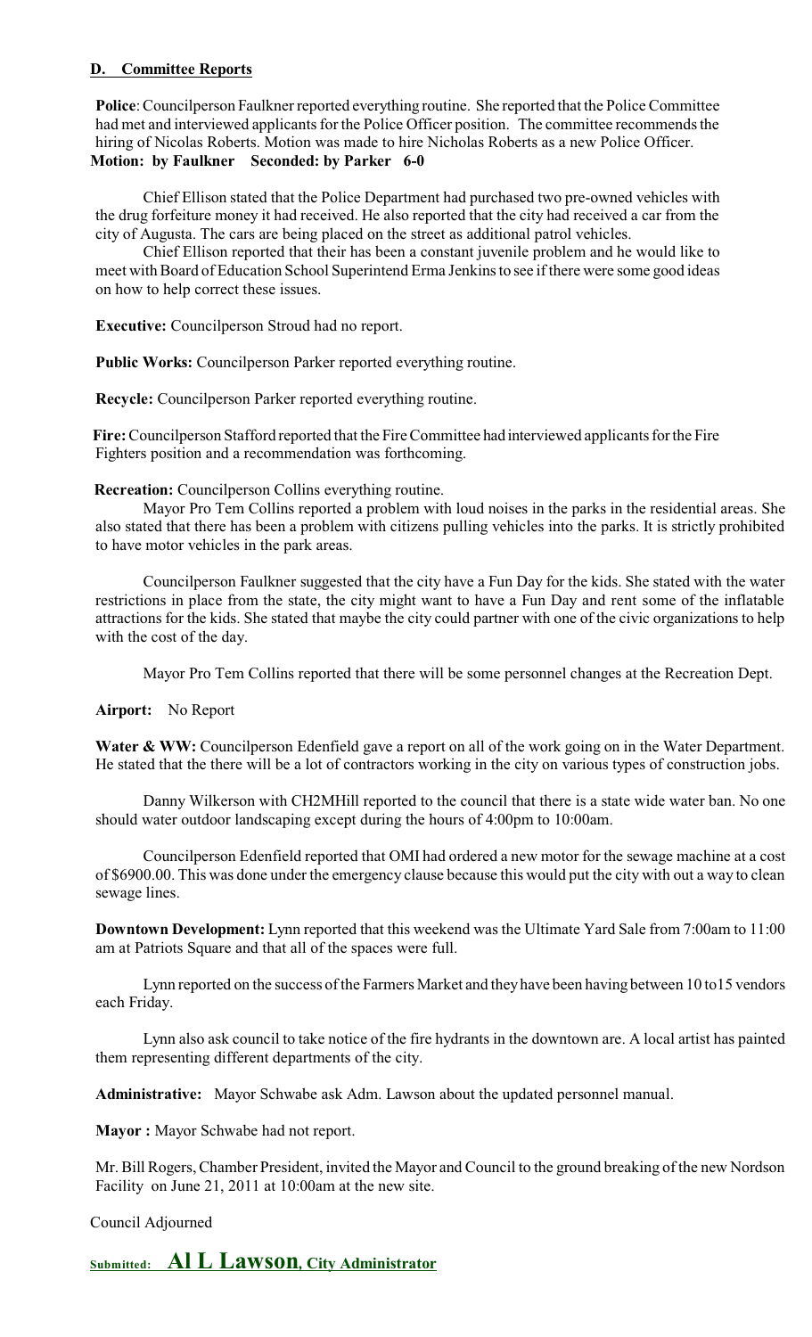## D. Committee Reports

**Police**: Councilperson Faulkner reported everything routine. She reported that the Police Committee had met and interviewed applicants for the Police Officer position. The committee recommends the hiring of Nicolas Roberts. Motion was made to hire Nicholas Roberts as a new Police Officer.
**Motion: by Faulkner Seconded: by Parker 6-0**

Chief Ellison stated that the Police Department had purchased two pre-owned vehicles with the drug forfeiture money it had received. He also reported that the city had received a car from the city of Augusta. The cars are being placed on the street as additional patrol vehicles.

Chief Ellison reported that their has been a constant juvenile problem and he would like to meet with Board of Education School Superintend Erma Jenkins to see if there were some good ideas on how to help correct these issues.

**Executive:** Councilperson Stroud had no report.

**Public Works:** Councilperson Parker reported everything routine.

**Recycle:** Councilperson Parker reported everything routine.

**Fire:** Councilperson Stafford reported that the Fire Committee had interviewed applicants for the Fire Fighters position and a recommendation was forthcoming.

**Recreation:** Councilperson Collins everything routine.

Mayor Pro Tem Collins reported a problem with loud noises in the parks in the residential areas. She also stated that there has been a problem with citizens pulling vehicles into the parks. It is strictly prohibited to have motor vehicles in the park areas.

Councilperson Faulkner suggested that the city have a Fun Day for the kids. She stated with the water restrictions in place from the state, the city might want to have a Fun Day and rent some of the inflatable attractions for the kids. She stated that maybe the city could partner with one of the civic organizations to help with the cost of the day.

Mayor Pro Tem Collins reported that there will be some personnel changes at the Recreation Dept.

**Airport:** No Report

**Water & WW:** Councilperson Edenfield gave a report on all of the work going on in the Water Department. He stated that the there will be a lot of contractors working in the city on various types of construction jobs.

Danny Wilkerson with CH2MHill reported to the council that there is a state wide water ban. No one should water outdoor landscaping except during the hours of 4:00pm to 10:00am.

Councilperson Edenfield reported that OMI had ordered a new motor for the sewage machine at a cost of $6900.00. This was done under the emergency clause because this would put the city with out a way to clean sewage lines.

**Downtown Development:** Lynn reported that this weekend was the Ultimate Yard Sale from 7:00am to 11:00 am at Patriots Square and that all of the spaces were full.

Lynn reported on the success of the Farmers Market and they have been having between 10 to15 vendors each Friday.

Lynn also ask council to take notice of the fire hydrants in the downtown are. A local artist has painted them representing different departments of the city.

**Administrative:** Mayor Schwabe ask Adm. Lawson about the updated personnel manual.

**Mayor :** Mayor Schwabe had not report.

Mr. Bill Rogers, Chamber President, invited the Mayor and Council to the ground breaking of the new Nordson Facility on June 21, 2011 at 10:00am at the new site.

Council Adjourned

**Submitted: Al L Lawson, City Administrator**